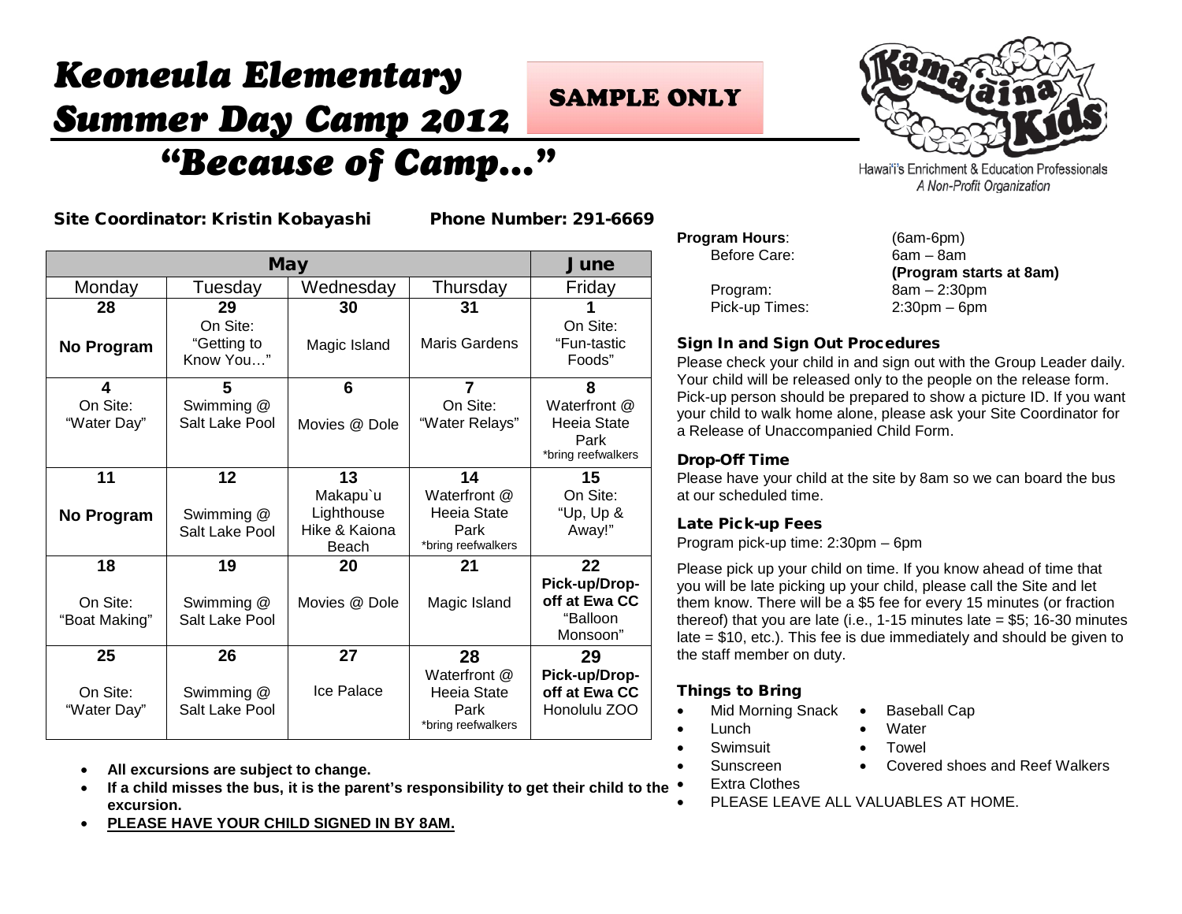# Keoneula Elementary Summer Day Camp 2012

# "Because of Camp…"

SAMPLE ONLY

Kama'āina Kids
Hawai'i's Enrichment & Education Professionals
*A Non-Profit Organization*

**Site Coordinator: Kristin Kobayashi** **Phone Number: 291-6669**

| May | | | | June |
|---|---|---|---|---|
| Monday | Tuesday | Wednesday | Thursday | Friday |
| **28** **No Program** | **29** On Site: "Getting to Know You…" | **30** Magic Island | **31** Maris Gardens | **1** On Site: "Fun-tastic Foods" |
| **4** On Site: "Water Day" | **5** Swimming @ Salt Lake Pool | **6** Movies @ Dole | **7** On Site: "Water Relays" | **8** Waterfront @ Heeia State Park *bring reefwalkers |
| **11** **No Program** | **12** Swimming @ Salt Lake Pool | **13** Makapu`u Lighthouse Hike & Kaiona Beach | **14** Waterfront @ Heeia State Park *bring reefwalkers | **15** On Site: "Up, Up & Away!" |
| **18** On Site: "Boat Making" | **19** Swimming @ Salt Lake Pool | **20** Movies @ Dole | **21** Magic Island | **22** **Pick-up/Drop-off at Ewa CC** "Balloon Monsoon" |
| **25** On Site: "Water Day" | **26** Swimming @ Salt Lake Pool | **27** Ice Palace | **28** Waterfront @ Heeia State Park *bring reefwalkers | **29** **Pick-up/Drop-off at Ewa CC** Honolulu ZOO |

- **All excursions are subject to change.**
- **If a child misses the bus, it is the parent's responsibility to get their child to the excursion.**
- <u>**PLEASE HAVE YOUR CHILD SIGNED IN BY 8AM.**</u>

**Program Hours**: (6am-6pm)

- Before Care: 6am – 8am **(Program starts at 8am)**
- Program: 8am – 2:30pm
- Pick-up Times: 2:30pm – 6pm

### Sign In and Sign Out Procedures

Please check your child in and sign out with the Group Leader daily. Your child will be released only to the people on the release form. Pick-up person should be prepared to show a picture ID. If you want your child to walk home alone, please ask your Site Coordinator for a Release of Unaccompanied Child Form.

### Drop-Off Time

Please have your child at the site by 8am so we can board the bus at our scheduled time.

### Late Pick-up Fees

Program pick-up time: 2:30pm – 6pm

Please pick up your child on time. If you know ahead of time that you will be late picking up your child, please call the Site and let them know. There will be a $5 fee for every 15 minutes (or fraction thereof) that you are late (i.e., 1-15 minutes late = $5; 16-30 minutes late = $10, etc.). This fee is due immediately and should be given to the staff member on duty.

### Things to Bring

- Mid Morning Snack
- Lunch
- Swimsuit
- Sunscreen
- Extra Clothes
- Baseball Cap
- Water
- Towel
- Covered shoes and Reef Walkers
- PLEASE LEAVE ALL VALUABLES AT HOME.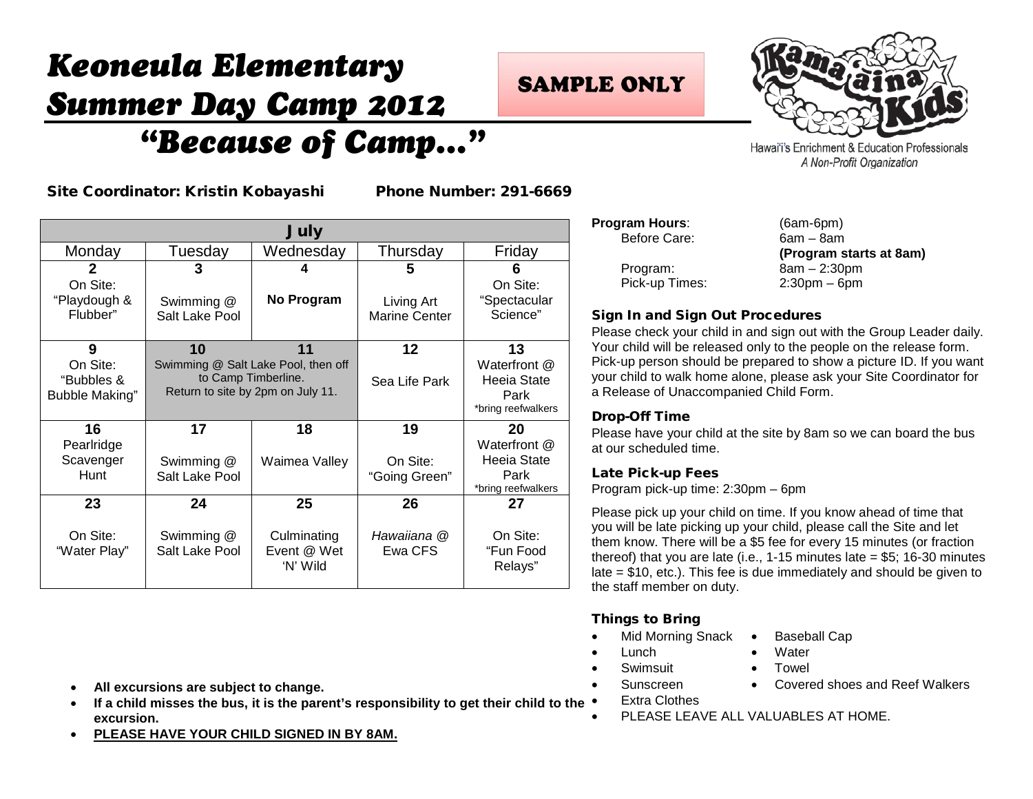# *Keoneula Elementary Summer Day Camp 2012*

## *"Because of Camp..."*

**SAMPLE ONLY**

Kama'āina Kids
Hawai'i's Enrichment & Education Professionals
*A Non-Profit Organization*

**Site Coordinator: Kristin Kobayashi** **Phone Number: 291-6669**

| July | | | | |
|---|---|---|---|---|
| Monday | Tuesday | Wednesday | Thursday | Friday |
| **2**<br>On Site:<br>"Playdough & Flubber" | **3**<br>Swimming @ Salt Lake Pool | **4**<br>**No Program** | **5**<br>Living Art Marine Center | **6**<br>On Site:<br>"Spectacular Science" |
| **9**<br>On Site:<br>"Bubbles & Bubble Making" | **10**<br>Swimming @ Salt Lake Pool, then off to Camp Timberline.<br>Return to site by 2pm on July 11. | **11** | **12**<br>Sea Life Park | **13**<br>Waterfront @ Heeia State Park<br>*bring reefwalkers |
| **16**<br>Pearlridge Scavenger Hunt | **17**<br>Swimming @ Salt Lake Pool | **18**<br>Waimea Valley | **19**<br>On Site:<br>"Going Green" | **20**<br>Waterfront @ Heeia State Park<br>*bring reefwalkers |
| **23**<br>On Site:<br>"Water Play" | **24**<br>Swimming @ Salt Lake Pool | **25**<br>Culminating Event @ Wet 'N' Wild | **26**<br>*Hawaiiana* @ Ewa CFS | **27**<br>On Site:<br>"Fun Food Relays" |

- **All excursions are subject to change.**
- **If a child misses the bus, it is the parent's responsibility to get their child to the excursion.**
- **<u>PLEASE HAVE YOUR CHILD SIGNED IN BY 8AM.</u>**

**Program Hours**: (6am-6pm)
Before Care: 6am – 8am
**(Program starts at 8am)**
Program: 8am – 2:30pm
Pick-up Times: 2:30pm – 6pm

### Sign In and Sign Out Procedures

Please check your child in and sign out with the Group Leader daily. Your child will be released only to the people on the release form. Pick-up person should be prepared to show a picture ID. If you want your child to walk home alone, please ask your Site Coordinator for a Release of Unaccompanied Child Form.

### Drop-Off Time

Please have your child at the site by 8am so we can board the bus at our scheduled time.

### Late Pick-up Fees

Program pick-up time: 2:30pm – 6pm

Please pick up your child on time. If you know ahead of time that you will be late picking up your child, please call the Site and let them know. There will be a $5 fee for every 15 minutes (or fraction thereof) that you are late (i.e., 1-15 minutes late = $5; 16-30 minutes late = $10, etc.). This fee is due immediately and should be given to the staff member on duty.

### Things to Bring

- Mid Morning Snack
- Lunch
- Swimsuit
- Sunscreen
- Extra Clothes
- Baseball Cap
- Water
- Towel
- Covered shoes and Reef Walkers
- PLEASE LEAVE ALL VALUABLES AT HOME.